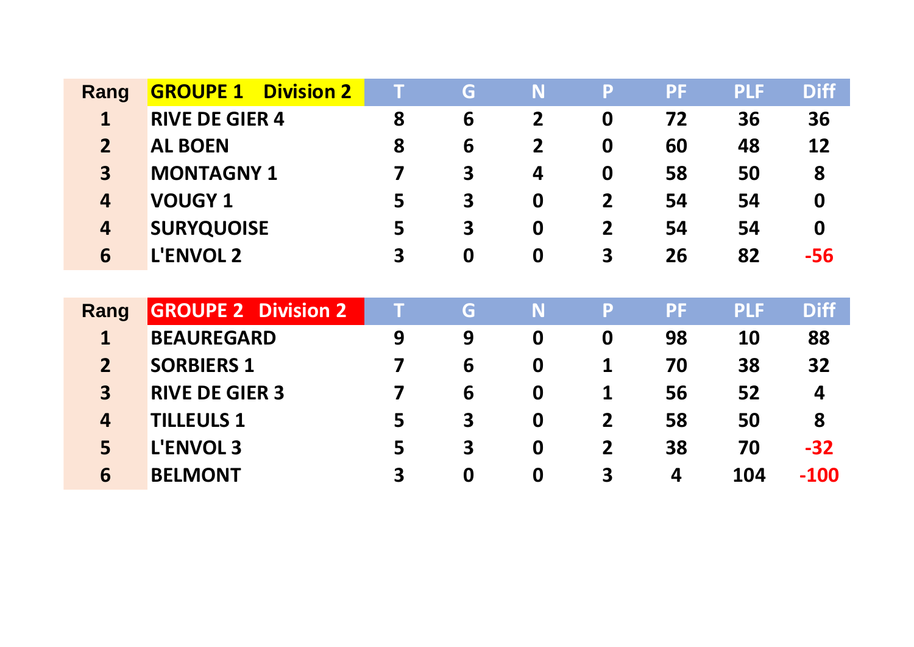| Rang | GROUPE 1 Division 2 | T | G | N | P | PF | PLF | Diff |
|---|---|---|---|---|---|---|---|---|
| 1 | RIVE DE GIER 4 | 8 | 6 | 2 | 0 | 72 | 36 | 36 |
| 2 | AL BOEN | 8 | 6 | 2 | 0 | 60 | 48 | 12 |
| 3 | MONTAGNY 1 | 7 | 3 | 4 | 0 | 58 | 50 | 8 |
| 4 | VOUGY 1 | 5 | 3 | 0 | 2 | 54 | 54 | 0 |
| 4 | SURYQUOISE | 5 | 3 | 0 | 2 | 54 | 54 | 0 |
| 6 | L'ENVOL 2 | 3 | 0 | 0 | 3 | 26 | 82 | -56 |

| Rang | GROUPE 2 Division 2 | T | G | N | P | PF | PLF | Diff |
|---|---|---|---|---|---|---|---|---|
| 1 | BEAUREGARD | 9 | 9 | 0 | 0 | 98 | 10 | 88 |
| 2 | SORBIERS 1 | 7 | 6 | 0 | 1 | 70 | 38 | 32 |
| 3 | RIVE DE GIER 3 | 7 | 6 | 0 | 1 | 56 | 52 | 4 |
| 4 | TILLEULS 1 | 5 | 3 | 0 | 2 | 58 | 50 | 8 |
| 5 | L'ENVOL 3 | 5 | 3 | 0 | 2 | 38 | 70 | -32 |
| 6 | BELMONT | 3 | 0 | 0 | 3 | 4 | 104 | -100 |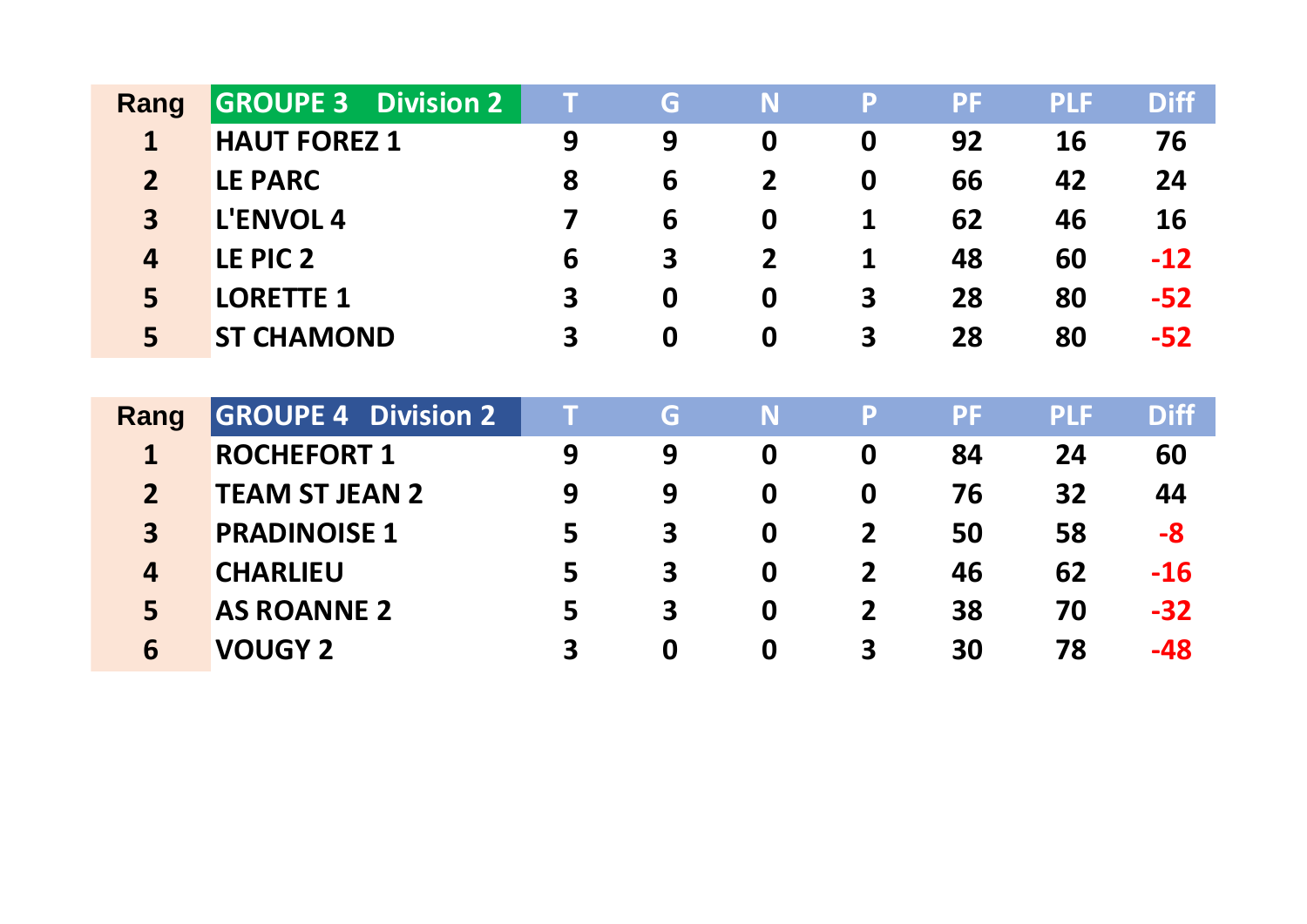| Rang | GROUPE 3 Division 2 | T | G | N | P | PF | PLF | Diff |
|---|---|---|---|---|---|---|---|---|
| 1 | HAUT FOREZ 1 | 9 | 9 | 0 | 0 | 92 | 16 | 76 |
| 2 | LE PARC | 8 | 6 | 2 | 0 | 66 | 42 | 24 |
| 3 | L'ENVOL 4 | 7 | 6 | 0 | 1 | 62 | 46 | 16 |
| 4 | LE PIC 2 | 6 | 3 | 2 | 1 | 48 | 60 | -12 |
| 5 | LORETTE 1 | 3 | 0 | 0 | 3 | 28 | 80 | -52 |
| 5 | ST CHAMOND | 3 | 0 | 0 | 3 | 28 | 80 | -52 |

| Rang | GROUPE 4 Division 2 | T | G | N | P | PF | PLF | Diff |
|---|---|---|---|---|---|---|---|---|
| 1 | ROCHEFORT 1 | 9 | 9 | 0 | 0 | 84 | 24 | 60 |
| 2 | TEAM ST JEAN 2 | 9 | 9 | 0 | 0 | 76 | 32 | 44 |
| 3 | PRADINOISE 1 | 5 | 3 | 0 | 2 | 50 | 58 | -8 |
| 4 | CHARLIEU | 5 | 3 | 0 | 2 | 46 | 62 | -16 |
| 5 | AS ROANNE 2 | 5 | 3 | 0 | 2 | 38 | 70 | -32 |
| 6 | VOUGY 2 | 3 | 0 | 0 | 3 | 30 | 78 | -48 |